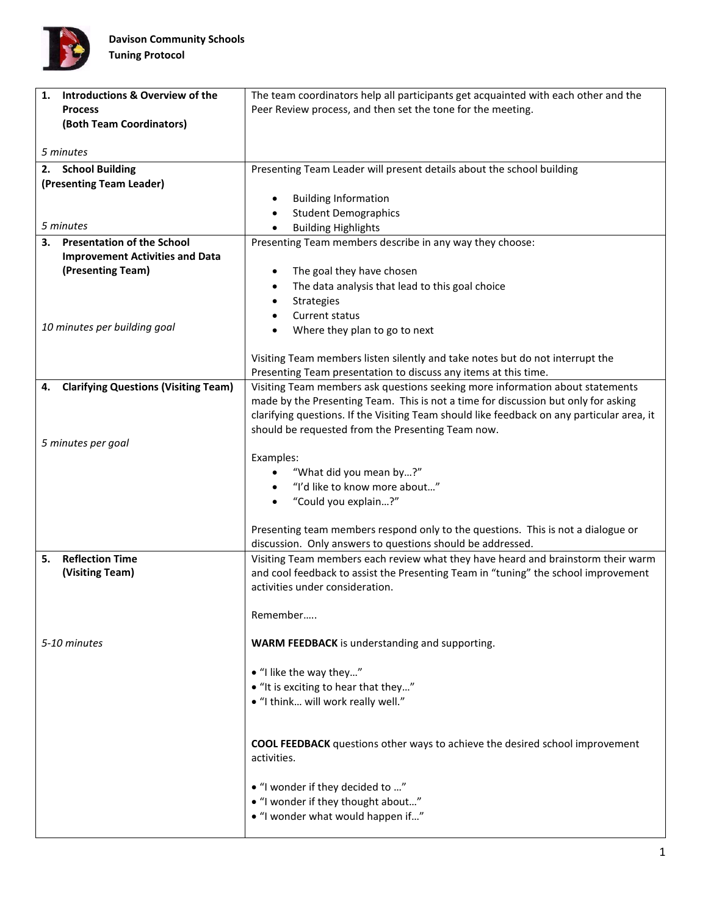**Davison Community Schools**
**Tuning Protocol**

| | |
|---|---|
| **1. Introductions & Overview of the Process (Both Team Coordinators)**<br><br>*5 minutes* | The team coordinators help all participants get acquainted with each other and the Peer Review process, and then set the tone for the meeting. |
| **2. School Building (Presenting Team Leader)**<br><br>*5 minutes* | Presenting Team Leader will present details about the school building<br><br>• Building Information<br>• Student Demographics<br>• Building Highlights |
| **3. Presentation of the School Improvement Activities and Data (Presenting Team)**<br><br>*10 minutes per building goal* | Presenting Team members describe in any way they choose:<br><br>• The goal they have chosen<br>• The data analysis that lead to this goal choice<br>• Strategies<br>• Current status<br>• Where they plan to go to next<br><br>Visiting Team members listen silently and take notes but do not interrupt the Presenting Team presentation to discuss any items at this time. |
| **4. Clarifying Questions (Visiting Team)**<br><br>*5 minutes per goal* | Visiting Team members ask questions seeking more information about statements made by the Presenting Team. This is not a time for discussion but only for asking clarifying questions. If the Visiting Team should like feedback on any particular area, it should be requested from the Presenting Team now.<br><br>Examples:<br>• "What did you mean by…?"<br>• "I'd like to know more about…"<br>• "Could you explain…?"<br><br>Presenting team members respond only to the questions. This is not a dialogue or discussion. Only answers to questions should be addressed. |
| **5. Reflection Time (Visiting Team)**<br><br>*5-10 minutes* | Visiting Team members each review what they have heard and brainstorm their warm and cool feedback to assist the Presenting Team in "tuning" the school improvement activities under consideration.<br><br>Remember…..<br><br>**WARM FEEDBACK** is understanding and supporting.<br><br>• "I like the way they…"<br>• "It is exciting to hear that they…"<br>• "I think… will work really well."<br><br>**COOL FEEDBACK** questions other ways to achieve the desired school improvement activities.<br><br>• "I wonder if they decided to …"<br>• "I wonder if they thought about…"<br>• "I wonder what would happen if…" |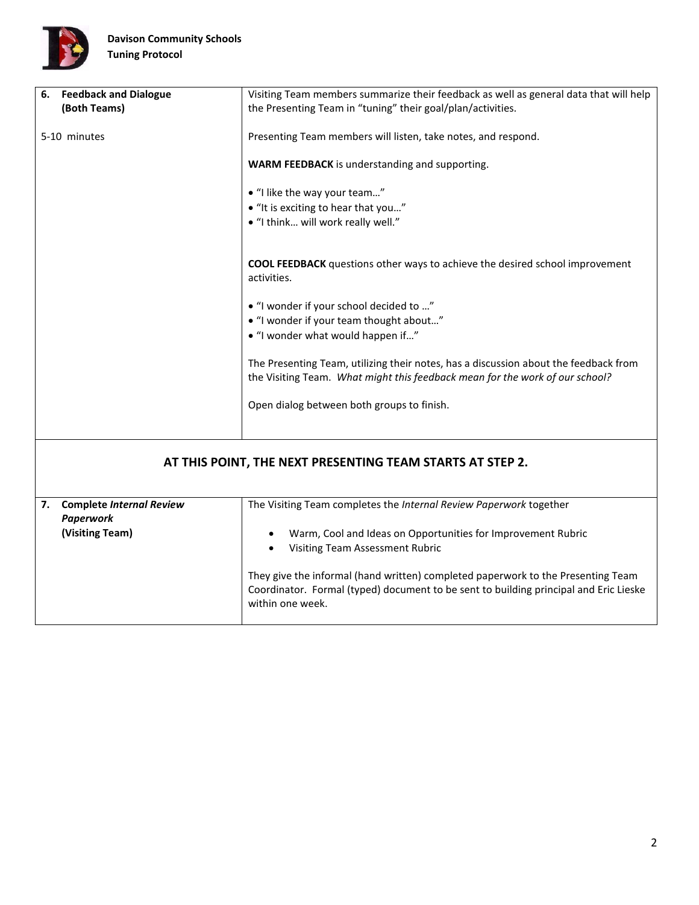| | |
|---|---|
| **6. Feedback and Dialogue (Both Teams)**<br><br>5-10 minutes | Visiting Team members summarize their feedback as well as general data that will help the Presenting Team in "tuning" their goal/plan/activities.<br><br>Presenting Team members will listen, take notes, and respond.<br><br>**WARM FEEDBACK** is understanding and supporting.<br><br>• "I like the way your team…"<br>• "It is exciting to hear that you…"<br>• "I think… will work really well."<br><br>**COOL FEEDBACK** questions other ways to achieve the desired school improvement activities.<br><br>• "I wonder if your school decided to …"<br>• "I wonder if your team thought about…"<br>• "I wonder what would happen if…"<br><br>The Presenting Team, utilizing their notes, has a discussion about the feedback from the Visiting Team. *What might this feedback mean for the work of our school?*<br><br>Open dialog between both groups to finish. |
| **AT THIS POINT, THE NEXT PRESENTING TEAM STARTS AT STEP 2.** | |
| **7. Complete *Internal Review Paperwork* (Visiting Team)** | The Visiting Team completes the *Internal Review Paperwork* together<br><br>• Warm, Cool and Ideas on Opportunities for Improvement Rubric<br>• Visiting Team Assessment Rubric<br><br>They give the informal (hand written) completed paperwork to the Presenting Team Coordinator. Formal (typed) document to be sent to building principal and Eric Lieske within one week. |